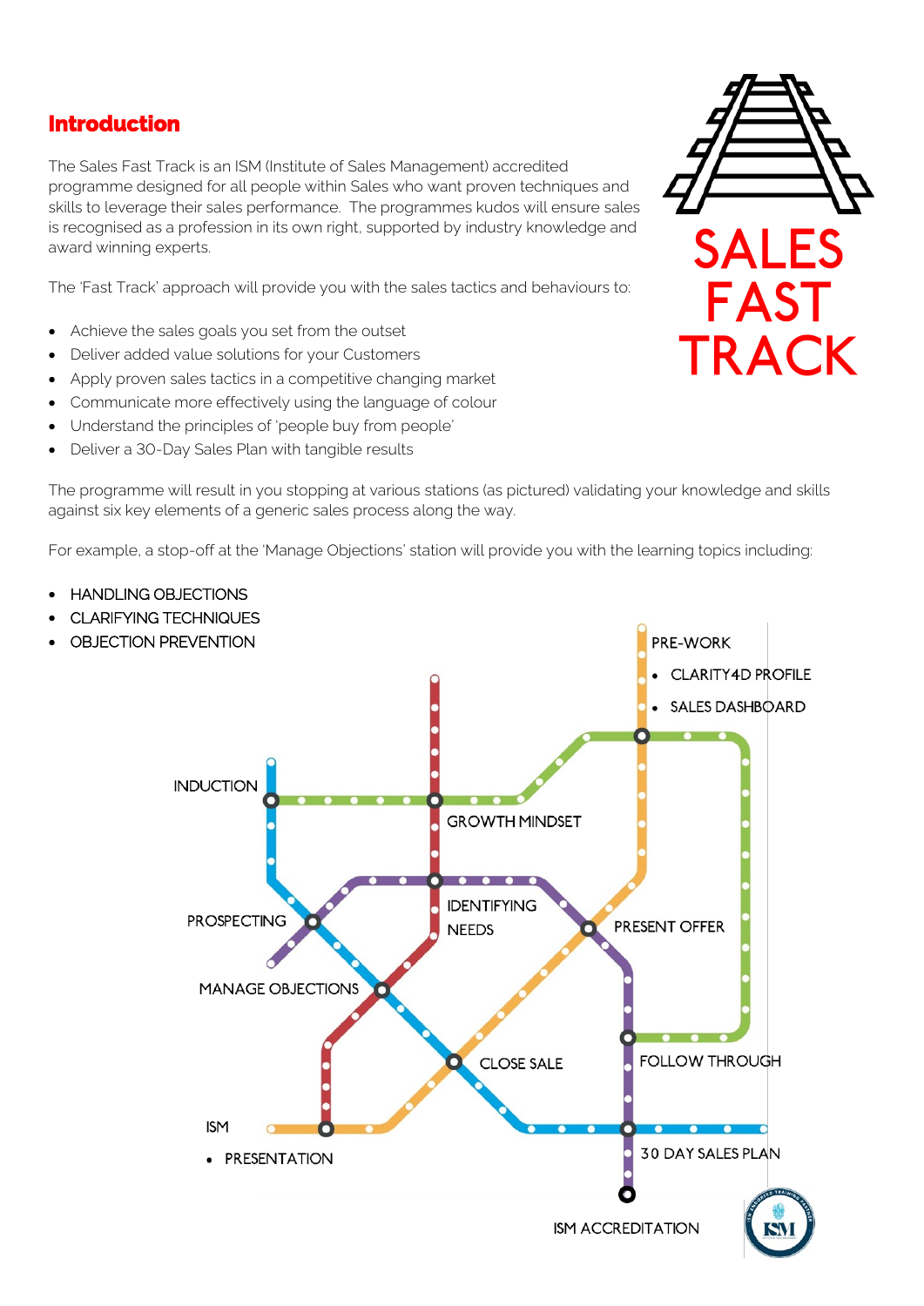## Introduction

The Sales Fast Track is an ISM (Institute of Sales Management) accredited programme designed for all people within Sales who want proven techniques and skills to leverage their sales performance. The programmes kudos will ensure sales is recognised as a profession in its own right, supported by industry knowledge and award winning experts.

SALES FAST TRACK

The 'Fast Track' approach will provide you with the sales tactics and behaviours to:

- Achieve the sales goals you set from the outset
- Deliver added value solutions for your Customers
- Apply proven sales tactics in a competitive changing market
- Communicate more effectively using the language of colour
- Understand the principles of 'people buy from people'
- Deliver a 30-Day Sales Plan with tangible results

The programme will result in you stopping at various stations (as pictured) validating your knowledge and skills against six key elements of a generic sales process along the way.

For example, a stop-off at the 'Manage Objections' station will provide you with the learning topics including:

- HANDLING OBJECTIONS
- CLARIFYING TECHNIQUES
- OBJECTION PREVENTION

PRE-WORK
- CLARITY4D PROFILE
- SALES DASHBOARD

INDUCTION

GROWTH MINDSET

PROSPECTING

IDENTIFYING NEEDS

PRESENT OFFER

MANAGE OBJECTIONS

FOLLOW THROUGH

CLOSE SALE

ISM
- PRESENTATION

30 DAY SALES PLAN

ISM ACCREDITATION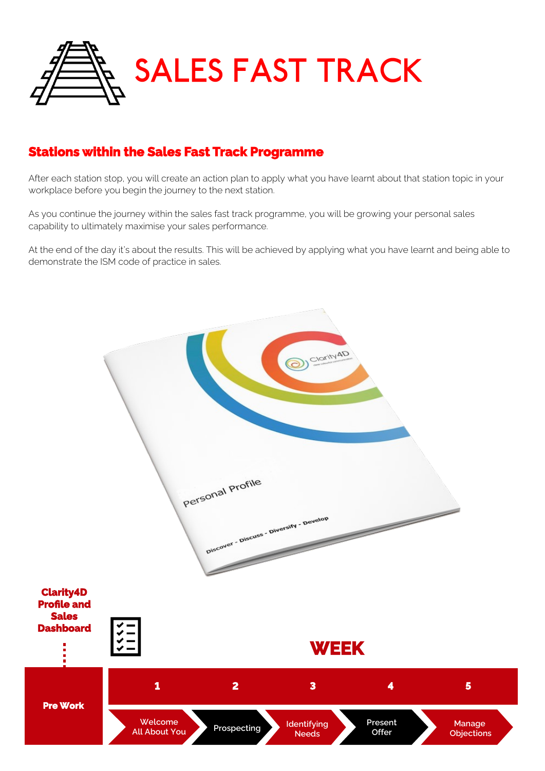# SALES FAST TRACK

## Stations within the Sales Fast Track Programme

After each station stop, you will create an action plan to apply what you have learnt about that station topic in your workplace before you begin the journey to the next station.

As you continue the journey within the sales fast track programme, you will be growing your personal sales capability to ultimately maximise your sales performance.

At the end of the day it's about the results. This will be achieved by applying what you have learnt and being able to demonstrate the ISM code of practice in sales.

Personal Profile

Discover - Discuss - Diversify - Develop

**Clarity4D Profile and Sales Dashboard**

**WEEK**

| Pre Work | 1 | 2 | 3 | 4 | 5 |
|---|---|---|---|---|---|
| | Welcome All About You | Prospecting | Identifying Needs | Present Offer | Manage Objections |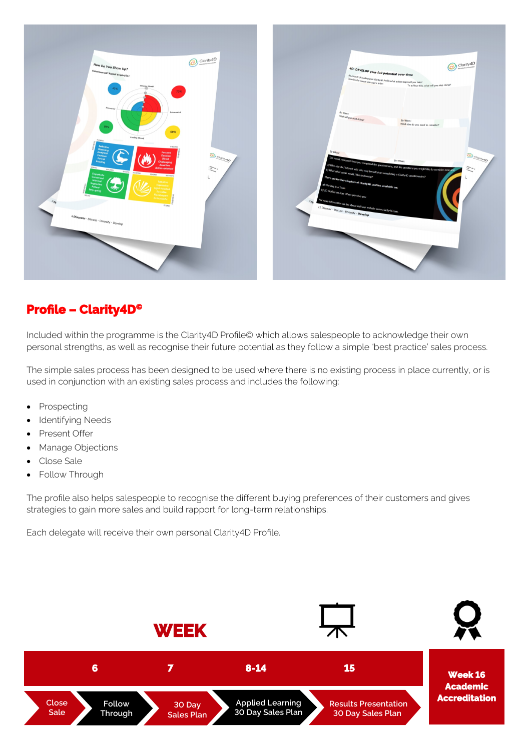## Profile – Clarity4D©

Included within the programme is the Clarity4D Profile© which allows salespeople to acknowledge their own personal strengths, as well as recognise their future potential as they follow a simple 'best practice' sales process.

The simple sales process has been designed to be used where there is no existing process in place currently, or is used in conjunction with an existing sales process and includes the following:

- Prospecting
- Identifying Needs
- Present Offer
- Manage Objections
- Close Sale
- Follow Through

The profile also helps salespeople to recognise the different buying preferences of their customers and gives strategies to gain more sales and build rapport for long-term relationships.

Each delegate will receive their own personal Clarity4D Profile.

**WEEK**

| 6 | 7 | 8-14 | 15 | Week 16 Academic Accreditation |
|---|---|---|---|---|
| Close Sale | Follow Through | 30 Day Sales Plan | Applied Learning 30 Day Sales Plan | Results Presentation 30 Day Sales Plan |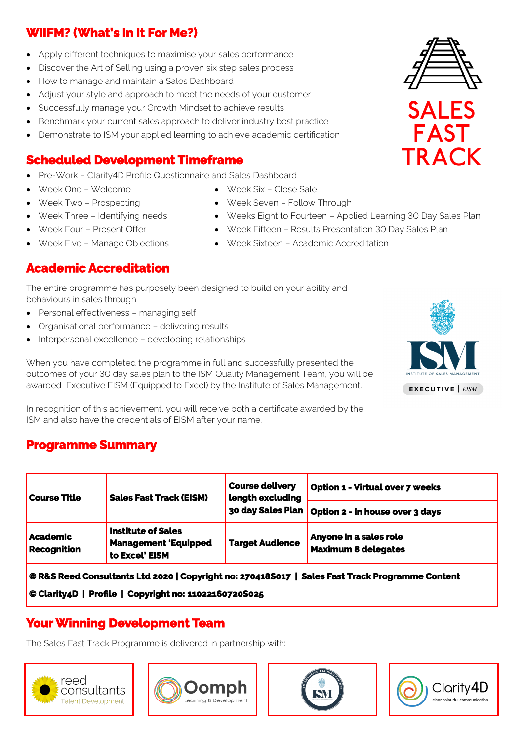## WIIFM? (What's In It For Me?)

- Apply different techniques to maximise your sales performance
- Discover the Art of Selling using a proven six step sales process
- How to manage and maintain a Sales Dashboard
- Adjust your style and approach to meet the needs of your customer
- Successfully manage your Growth Mindset to achieve results
- Benchmark your current sales approach to deliver industry best practice
- Demonstrate to ISM your applied learning to achieve academic certification

SALES FAST TRACK

## Scheduled Development Timeframe

- Pre-Work – Clarity4D Profile Questionnaire and Sales Dashboard
- Week One – Welcome
- Week Two – Prospecting
- Week Three – Identifying needs
- Week Four – Present Offer
- Week Five – Manage Objections
- Week Six – Close Sale
- Week Seven – Follow Through
- Weeks Eight to Fourteen – Applied Learning 30 Day Sales Plan
- Week Fifteen – Results Presentation 30 Day Sales Plan
- Week Sixteen – Academic Accreditation

## Academic Accreditation

The entire programme has purposely been designed to build on your ability and behaviours in sales through:

- Personal effectiveness – managing self
- Organisational performance – delivering results
- Interpersonal excellence – developing relationships

When you have completed the programme in full and successfully presented the outcomes of your 30 day sales plan to the ISM Quality Management Team, you will be awarded Executive EISM (Equipped to Excel) by the Institute of Sales Management.

In recognition of this achievement, you will receive both a certificate awarded by the ISM and also have the credentials of EISM after your name.

ISM INSTITUTE OF SALES MANAGEMENT

EXECUTIVE | EISM

## Programme Summary

| | | | |
|---|---|---|---|
| **Course Title** | **Sales Fast Track (EISM)** | **Course delivery length excluding 30 day Sales Plan** | **Option 1 - Virtual over 7 weeks** |
| | | | **Option 2 - In house over 3 days** |
| **Academic Recognition** | **Institute of Sales Management 'Equipped to Excel' EISM** | **Target Audience** | **Anyone in a sales role Maximum 8 delegates** |

**© R&S Reed Consultants Ltd 2020 | Copyright no: 270418S017 | Sales Fast Track Programme Content**

**© Clarity4D | Profile | Copyright no: 11022160720S025**

## Your Winning Development Team

The Sales Fast Track Programme is delivered in partnership with:

reed consultants Talent Development

Oomph Learning & Development

ISM

Clarity4D clear colourful communication